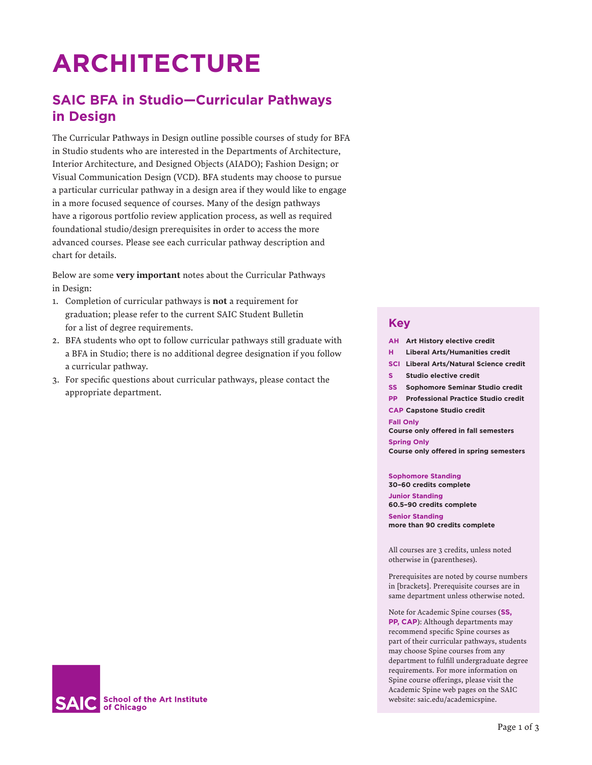# ARCHITECTURE

## SAIC BFA in Studio—Curricular Pathways in Design

The Curricular Pathways in Design outline possible courses of study for BFA in Studio students who are interested in the Departments of Architecture, Interior Architecture, and Designed Objects (AIADO); Fashion Design; or Visual Communication Design (VCD). BFA students may choose to pursue a particular curricular pathway in a design area if they would like to engage in a more focused sequence of courses. Many of the design pathways have a rigorous portfolio review application process, as well as required foundational studio/design prerequisites in order to access the more advanced courses. Please see each curricular pathway description and chart for details.

Below are some **very important** notes about the Curricular Pathways in Design:

1. Completion of curricular pathways is **not** a requirement for graduation; please refer to the current SAIC Student Bulletin for a list of degree requirements.
2. BFA students who opt to follow curricular pathways still graduate with a BFA in Studio; there is no additional degree designation if you follow a curricular pathway.
3. For specific questions about curricular pathways, please contact the appropriate department.

### Key

**AH** Art History elective credit
**H** Liberal Arts/Humanities credit
**SCI** Liberal Arts/Natural Science credit
**S** Studio elective credit
**SS** Sophomore Seminar Studio credit
**PP** Professional Practice Studio credit
**CAP** Capstone Studio credit

**Fall Only**
Course only offered in fall semesters

**Spring Only**
Course only offered in spring semesters

**Sophomore Standing**
30–60 credits complete

**Junior Standing**
60.5–90 credits complete

**Senior Standing**
more than 90 credits complete

All courses are 3 credits, unless noted otherwise in (parentheses).

Prerequisites are noted by course numbers in [brackets]. Prerequisite courses are in same department unless otherwise noted.

Note for Academic Spine courses (**SS, PP, CAP**): Although departments may recommend specific Spine courses as part of their curricular pathways, students may choose Spine courses from any department to fulfill undergraduate degree requirements. For more information on Spine course offerings, please visit the Academic Spine web pages on the SAIC website: saic.edu/academicspine.

SAIC School of the Art Institute of Chicago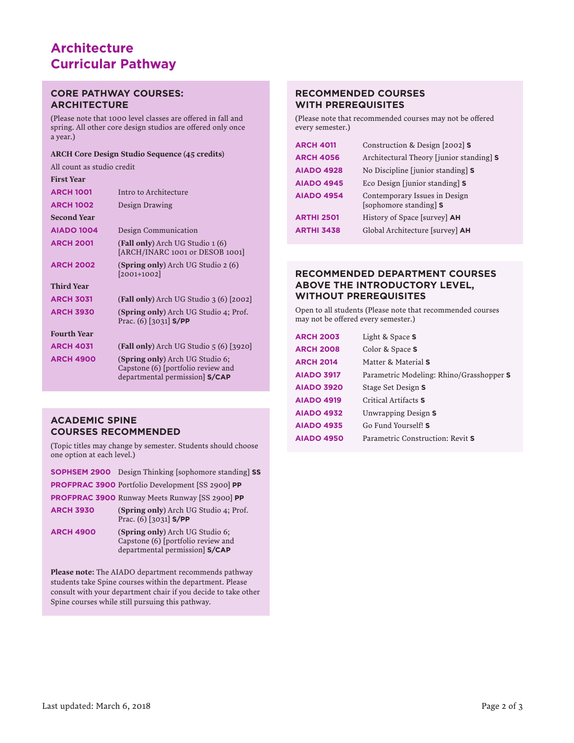# Architecture Curricular Pathway

## CORE PATHWAY COURSES: ARCHITECTURE

(Please note that 1000 level classes are offered in fall and spring. All other core design studios are offered only once a year.)

**ARCH Core Design Studio Sequence (45 credits)**

All count as studio credit

**First Year**

| | |
|---|---|
| **ARCH 1001** | Intro to Architecture |
| **ARCH 1002** | Design Drawing |

**Second Year**

| | |
|---|---|
| **AIADO 1004** | Design Communication |
| **ARCH 2001** | (**Fall only**) Arch UG Studio 1 (6) [ARCH/INARC 1001 or DESOB 1001] |
| **ARCH 2002** | (**Spring only**) Arch UG Studio 2 (6) [2001+1002] |

**Third Year**

| | |
|---|---|
| **ARCH 3031** | (**Fall only**) Arch UG Studio 3 (6) [2002] |
| **ARCH 3930** | (**Spring only**) Arch UG Studio 4; Prof. Prac. (6) [3031] **S/PP** |

**Fourth Year**

| | |
|---|---|
| **ARCH 4031** | (**Fall only**) Arch UG Studio 5 (6) [3920] |
| **ARCH 4900** | (**Spring only**) Arch UG Studio 6; Capstone (6) [portfolio review and departmental permission] **S/CAP** |

## ACADEMIC SPINE COURSES RECOMMENDED

(Topic titles may change by semester. Students should choose one option at each level.)

| | |
|---|---|
| **SOPHSEM 2900** | Design Thinking [sophomore standing] **SS** |
| **PROFPRAC 3900** | Portfolio Development [SS 2900] **PP** |
| **PROFPRAC 3900** | Runway Meets Runway [SS 2900] **PP** |
| **ARCH 3930** | (**Spring only**) Arch UG Studio 4; Prof. Prac. (6) [3031] **S/PP** |
| **ARCH 4900** | (**Spring only**) Arch UG Studio 6; Capstone (6) [portfolio review and departmental permission] **S/CAP** |

**Please note:** The AIADO department recommends pathway students take Spine courses within the department. Please consult with your department chair if you decide to take other Spine courses while still pursuing this pathway.

## RECOMMENDED COURSES WITH PREREQUISITES

(Please note that recommended courses may not be offered every semester.)

| | |
|---|---|
| **ARCH 4011** | Construction & Design [2002] **S** |
| **ARCH 4056** | Architectural Theory [junior standing] **S** |
| **AIADO 4928** | No Discipline [junior standing] **S** |
| **AIADO 4945** | Eco Design [junior standing] **S** |
| **AIADO 4954** | Contemporary Issues in Design [sophomore standing] **S** |
| **ARTHI 2501** | History of Space [survey] **AH** |
| **ARTHI 3438** | Global Architecture [survey] **AH** |

## RECOMMENDED DEPARTMENT COURSES ABOVE THE INTRODUCTORY LEVEL, WITHOUT PREREQUISITES

Open to all students (Please note that recommended courses may not be offered every semester.)

| | |
|---|---|
| **ARCH 2003** | Light & Space **S** |
| **ARCH 2008** | Color & Space **S** |
| **ARCH 2014** | Matter & Material **S** |
| **AIADO 3917** | Parametric Modeling: Rhino/Grasshopper **S** |
| **AIADO 3920** | Stage Set Design **S** |
| **AIADO 4919** | Critical Artifacts **S** |
| **AIADO 4932** | Unwrapping Design **S** |
| **AIADO 4935** | Go Fund Yourself! **S** |
| **AIADO 4950** | Parametric Construction: Revit **S** |

Last updated: March 6, 2018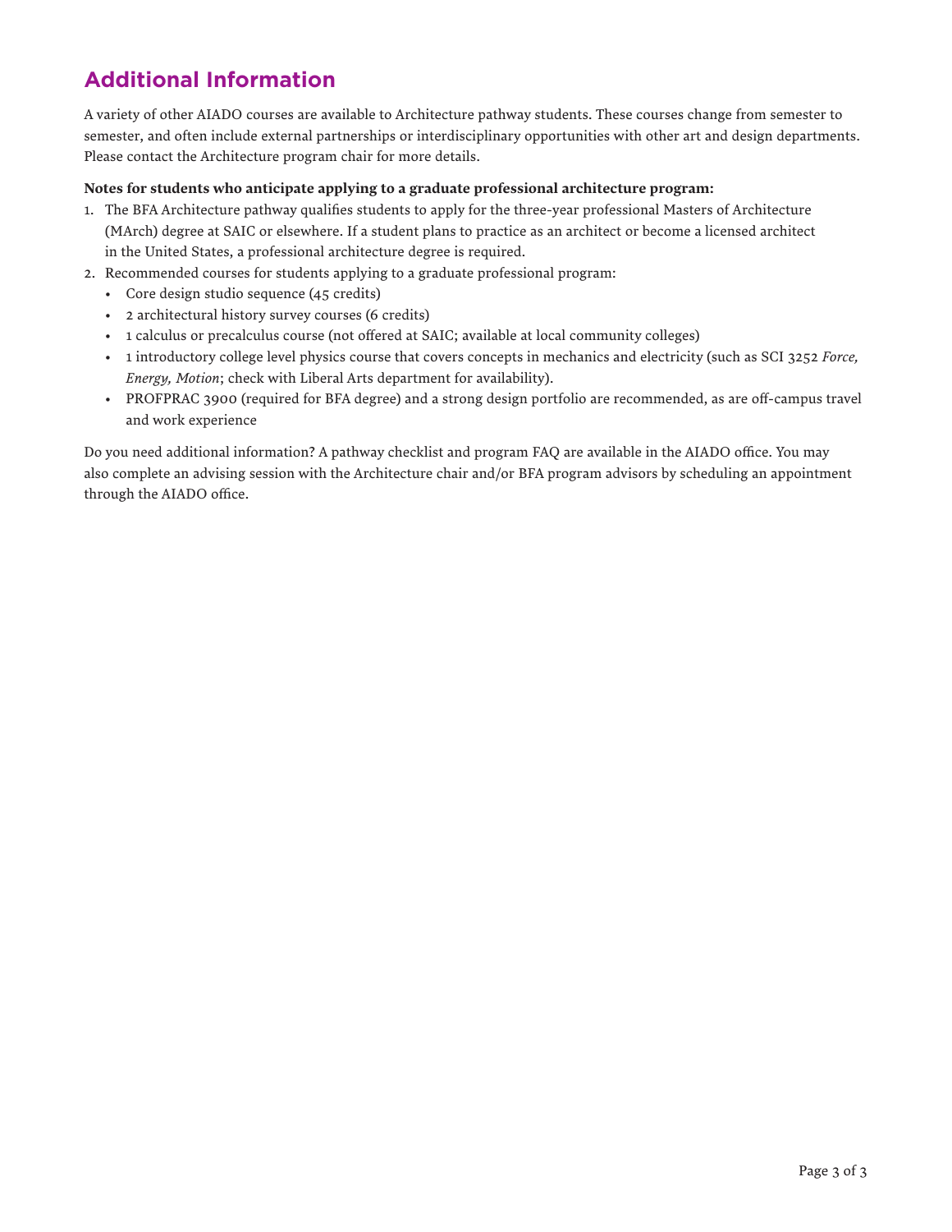## Additional Information

A variety of other AIADO courses are available to Architecture pathway students. These courses change from semester to semester, and often include external partnerships or interdisciplinary opportunities with other art and design departments. Please contact the Architecture program chair for more details.

**Notes for students who anticipate applying to a graduate professional architecture program:**

1. The BFA Architecture pathway qualifies students to apply for the three-year professional Masters of Architecture (MArch) degree at SAIC or elsewhere. If a student plans to practice as an architect or become a licensed architect in the United States, a professional architecture degree is required.
2. Recommended courses for students applying to a graduate professional program:
   - Core design studio sequence (45 credits)
   - 2 architectural history survey courses (6 credits)
   - 1 calculus or precalculus course (not offered at SAIC; available at local community colleges)
   - 1 introductory college level physics course that covers concepts in mechanics and electricity (such as SCI 3252 *Force, Energy, Motion*; check with Liberal Arts department for availability).
   - PROFPRAC 3900 (required for BFA degree) and a strong design portfolio are recommended, as are off-campus travel and work experience

Do you need additional information? A pathway checklist and program FAQ are available in the AIADO office. You may also complete an advising session with the Architecture chair and/or BFA program advisors by scheduling an appointment through the AIADO office.